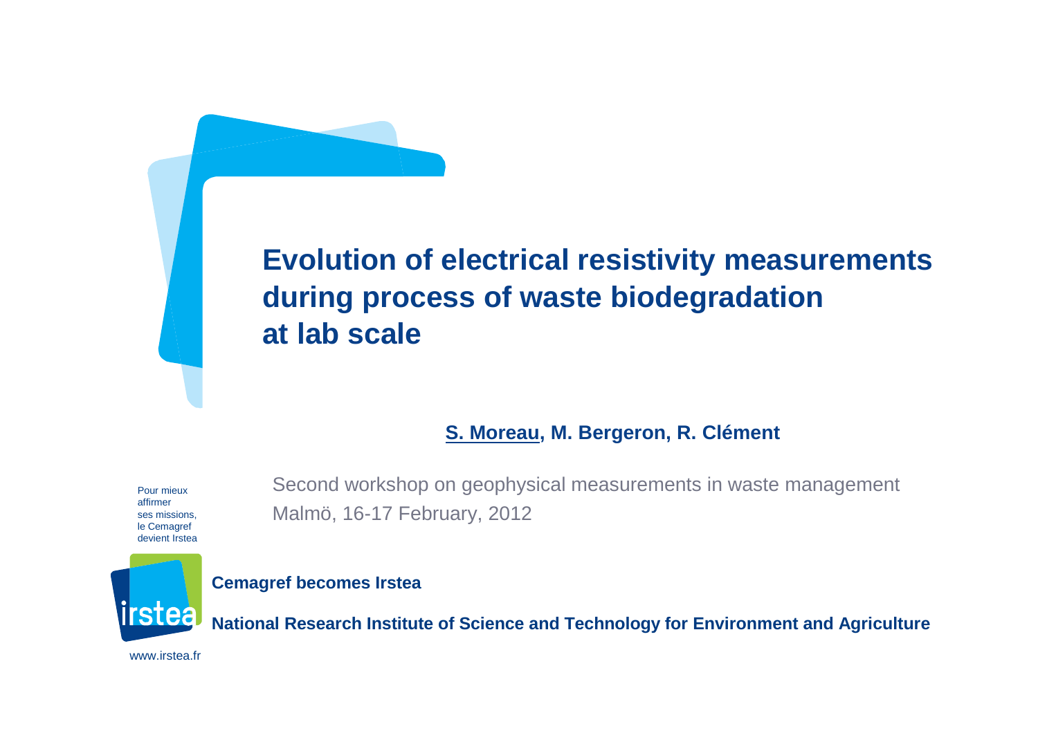# Evolution of electrical resistivity measurements during process of waste biodegradation at lab scale

**S. Moreau, M. Bergeron, R. Clément**

Second workshop on geophysical measurements in waste management
Malmö, 16-17 February, 2012

Pour mieux affirmer ses missions, le Cemagref devient Irstea

**Cemagref becomes Irstea**

**National Research Institute of Science and Technology for Environment and Agriculture**

www.irstea.fr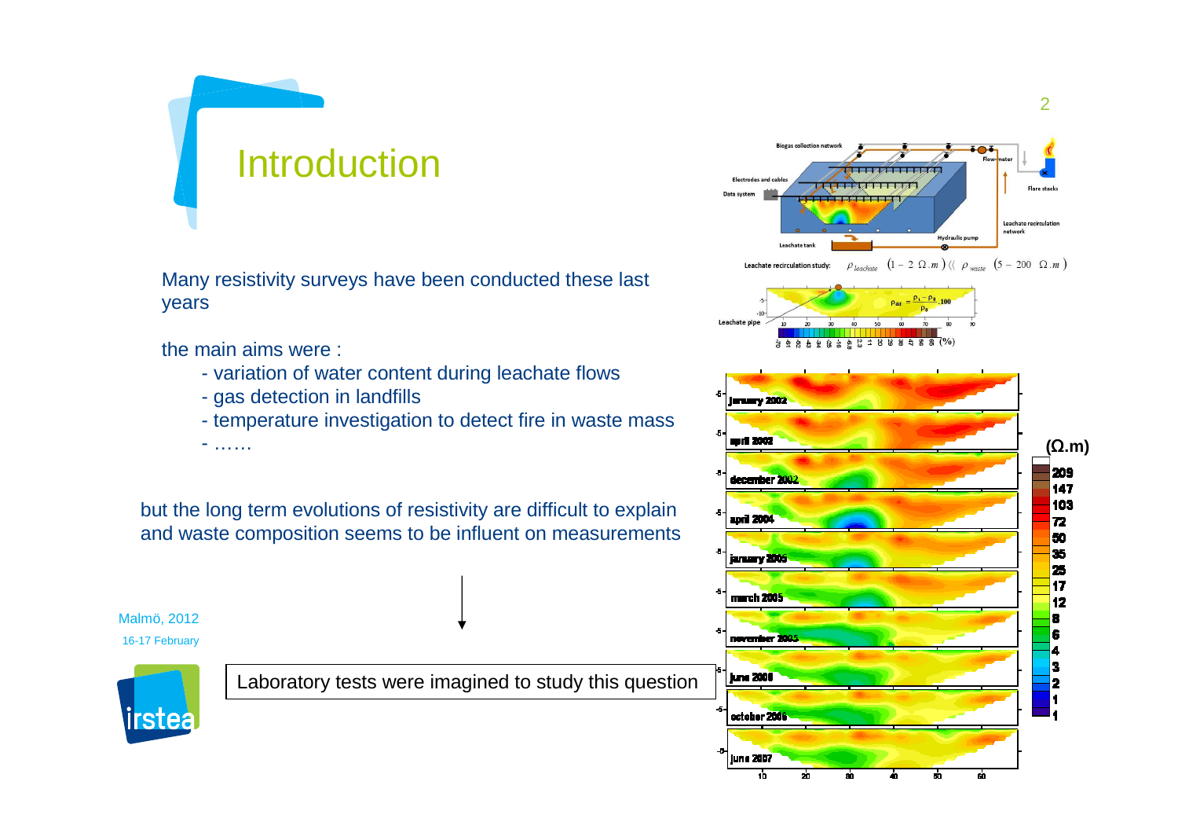# Introduction

Many resistivity surveys have been conducted these last years

the main aims were :

- variation of water content during leachate flows
- gas detection in landfills
- temperature investigation to detect fire in waste mass
- ……

but the long term evolutions of resistivity are difficult to explain and waste composition seems to be influent on measurements

Laboratory tests were imagined to study this question

Leachate recirculation study: $\rho_{leachate} \; (1-2 \; \Omega.m) \ll \rho_{waste} \; (5-200 \; \Omega.m)$

$$\rho_{dif} = \frac{\rho_t - \rho_0}{\rho_0} \cdot 100$$

Malmö, 2012

16-17 February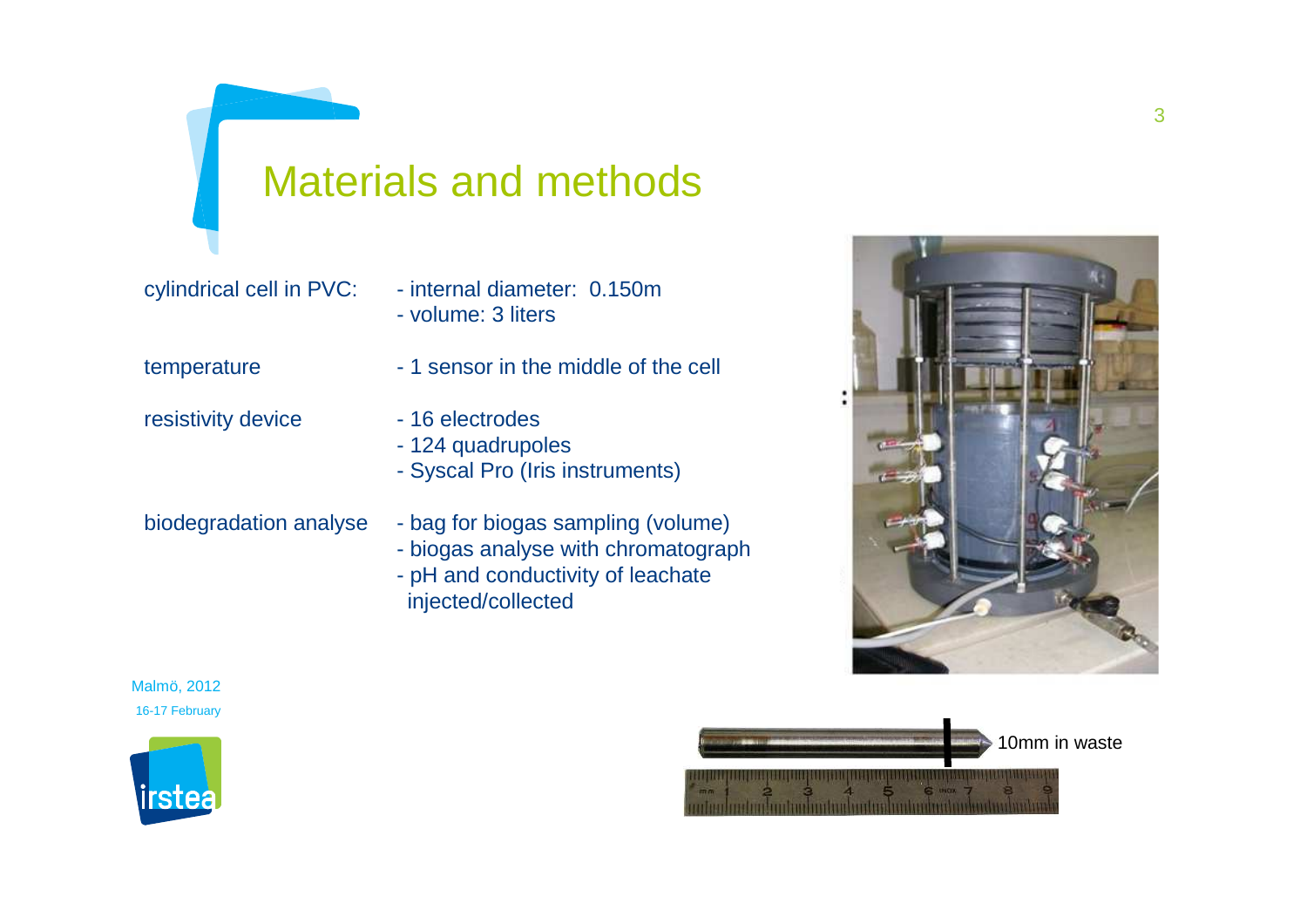# Materials and methods

| | |
|---|---|
| cylindrical cell in PVC: | - internal diameter: 0.150m<br>- volume: 3 liters |
| temperature | - 1 sensor in the middle of the cell |
| resistivity device | - 16 electrodes<br>- 124 quadrupoles<br>- Syscal Pro (Iris instruments) |
| biodegradation analyse | - bag for biogas sampling (volume)<br>- biogas analyse with chromatograph<br>- pH and conductivity of leachate injected/collected |

10mm in waste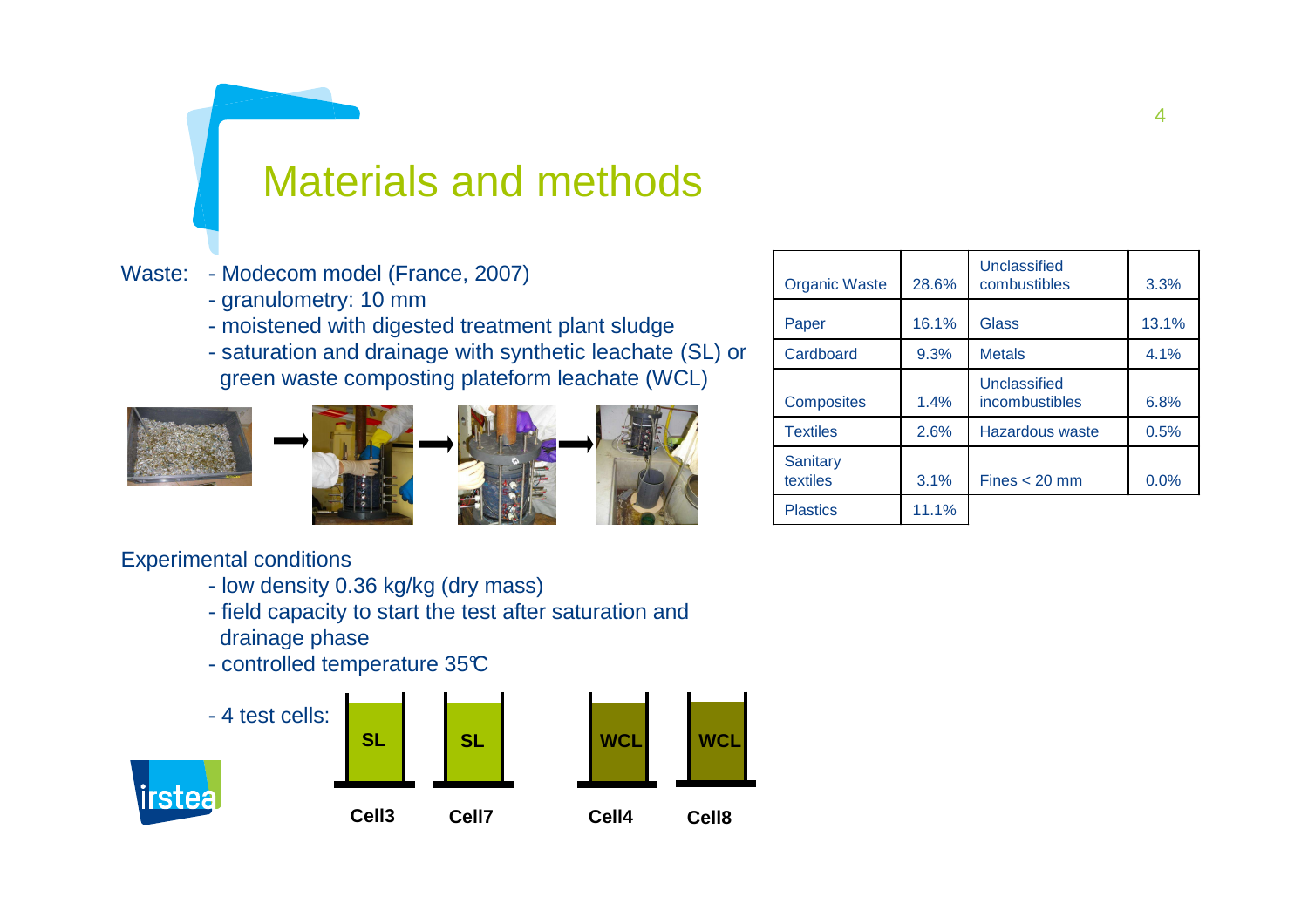# Materials and methods

Waste:
- Modecom model (France, 2007)
- granulometry: 10 mm
- moistened with digested treatment plant sludge
- saturation and drainage with synthetic leachate (SL) or green waste composting plateform leachate (WCL)

| Organic Waste | 28.6% | Unclassified combustibles | 3.3% |
|---|---|---|---|
| Paper | 16.1% | Glass | 13.1% |
| Cardboard | 9.3% | Metals | 4.1% |
| Composites | 1.4% | Unclassified incombustibles | 6.8% |
| Textiles | 2.6% | Hazardous waste | 0.5% |
| Sanitary textiles | 3.1% | Fines < 20 mm | 0.0% |
| Plastics | 11.1% | | |

Experimental conditions
- low density 0.36 kg/kg (dry mass)
- field capacity to start the test after saturation and drainage phase
- controlled temperature 35°C
- 4 test cells:

| SL | SL | WCL | WCL |
|---|---|---|---|
| Cell3 | Cell7 | Cell4 | Cell8 |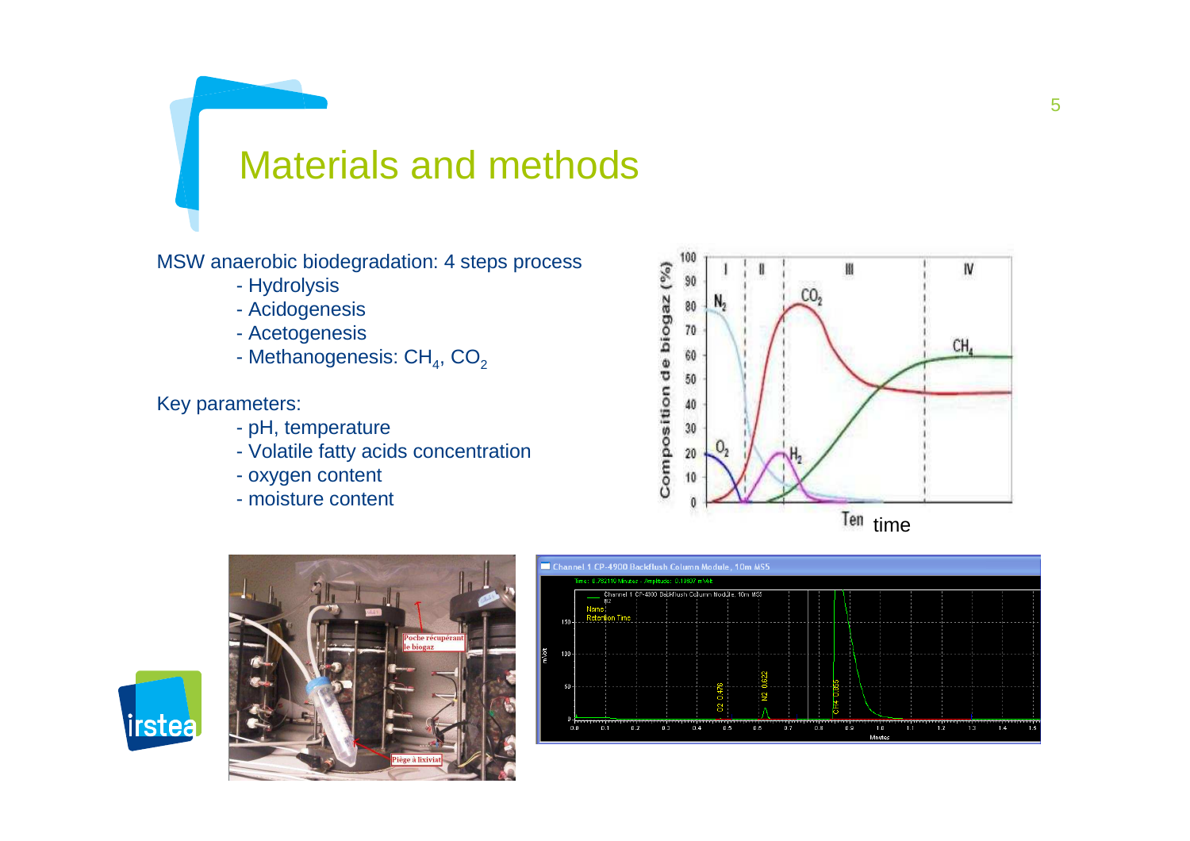# Materials and methods

MSW anaerobic biodegradation: 4 steps process

- Hydrolysis
- Acidogenesis
- Acetogenesis
- Methanogenesis: $CH_4$, $CO_2$

Key parameters:

- pH, temperature
- Volatile fatty acids concentration
- oxygen content
- moisture content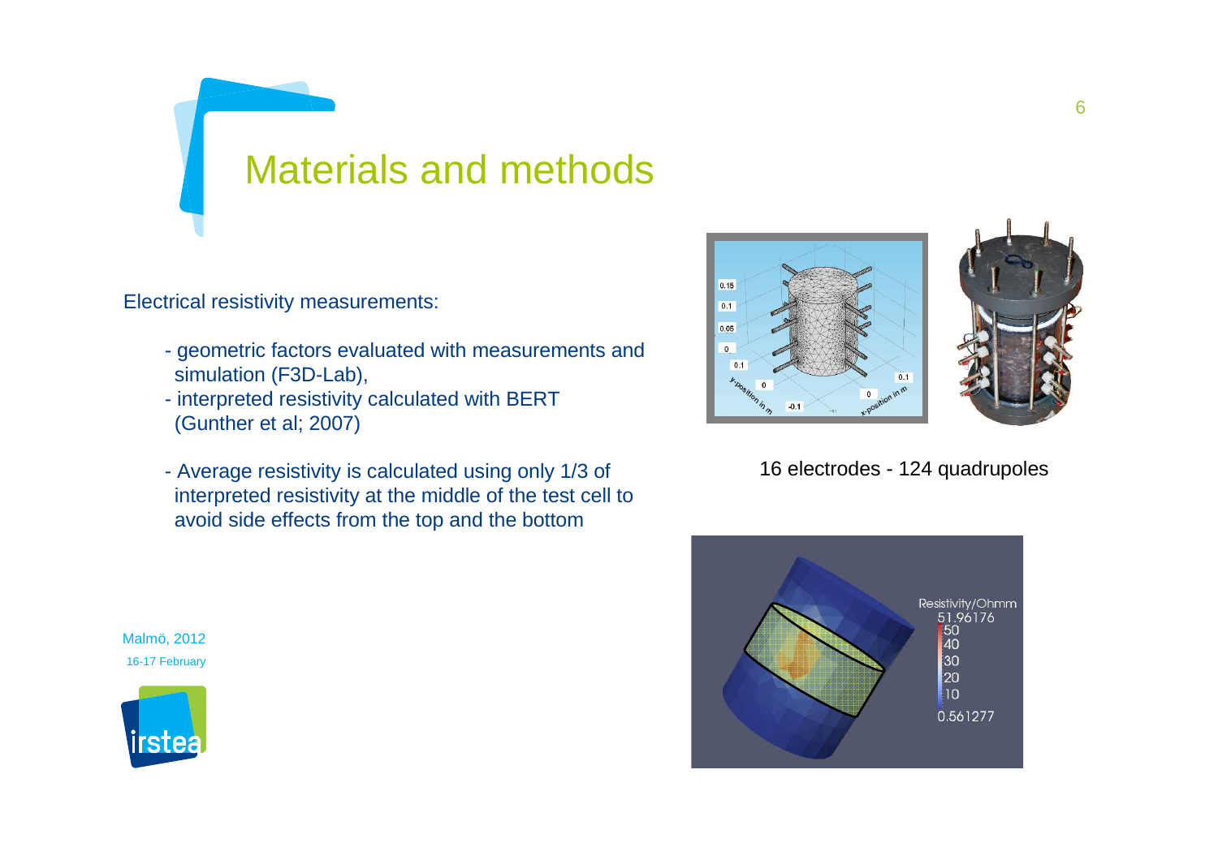# Materials and methods

Electrical resistivity measurements:

- geometric factors evaluated with measurements and simulation (F3D-Lab),
- interpreted resistivity calculated with BERT (Gunther et al; 2007)
- Average resistivity is calculated using only 1/3 of interpreted resistivity at the middle of the test cell to avoid side effects from the top and the bottom

16 electrodes - 124 quadrupoles

Malmö, 2012
16-17 February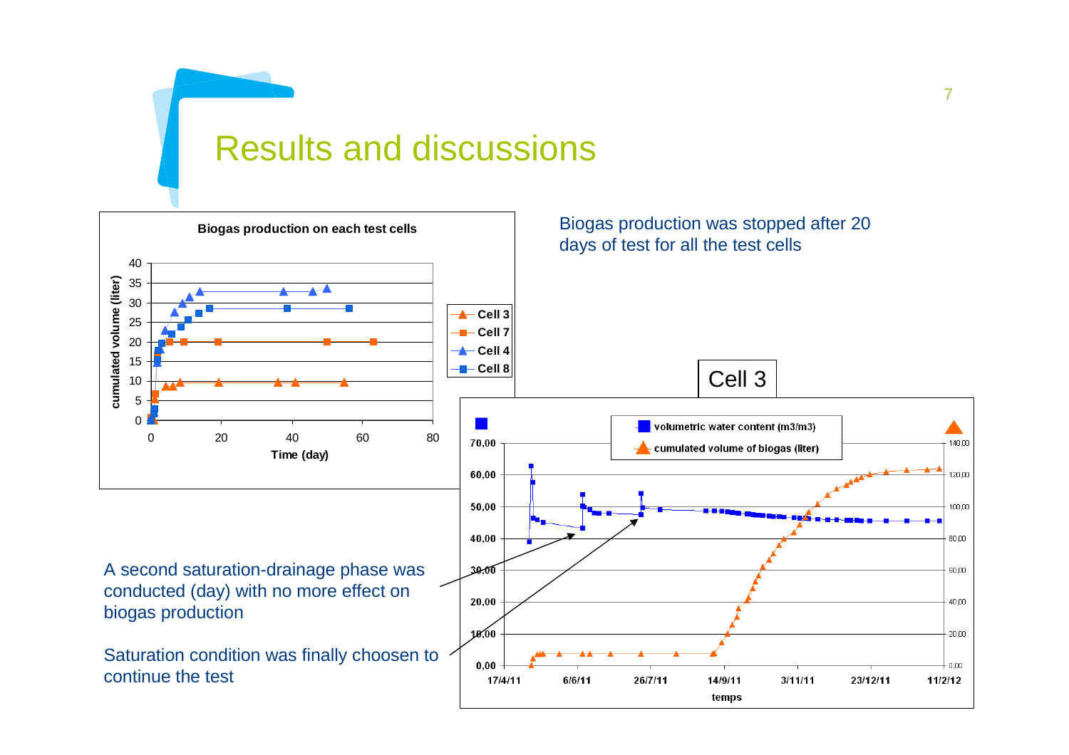# Results and discussions

Biogas production was stopped after 20 days of test for all the test cells

A second saturation-drainage phase was conducted (day) with no more effect on biogas production

Saturation condition was finally choosen to continue the test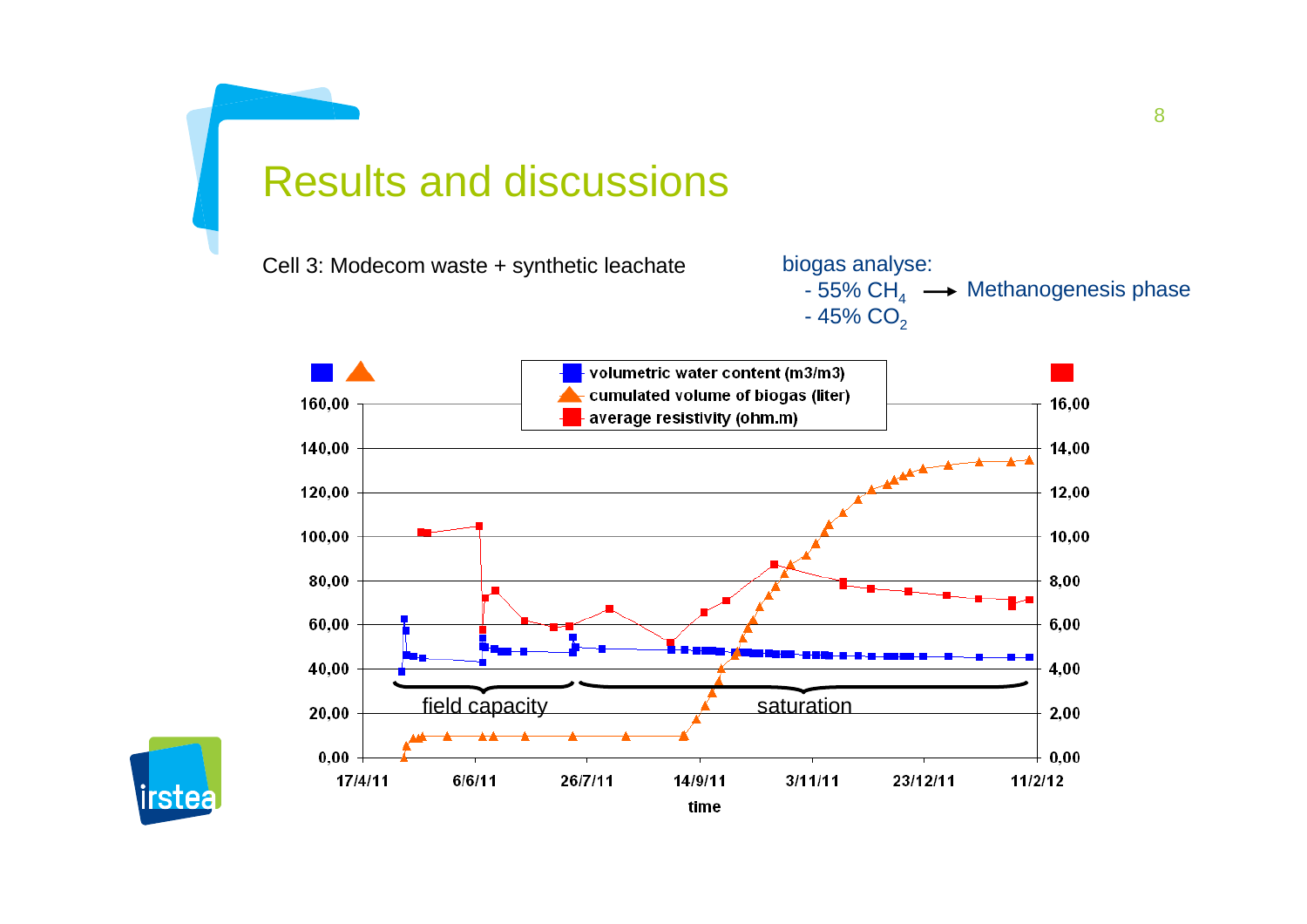# Results and discussions

Cell 3: Modecom waste + synthetic leachate

biogas analyse:

- 55% $CH_4$ → Methanogenesis phase
- 45% $CO_2$

volumetric water content (m3/m3)

cumulated volume of biogas (liter)

average resistivity (ohm.m)

160,00 | 140,00 | 120,00 | 100,00 | 80,00 | 60,00 | 40,00 | 20,00 | 0,00

16,00 | 14,00 | 12,00 | 10,00 | 8,00 | 6,00 | 4,00 | 2,00 | 0,00

field capacity

saturation

17/4/11 | 6/6/11 | 26/7/11 | 14/9/11 | 3/11/11 | 23/12/11 | 11/2/12

time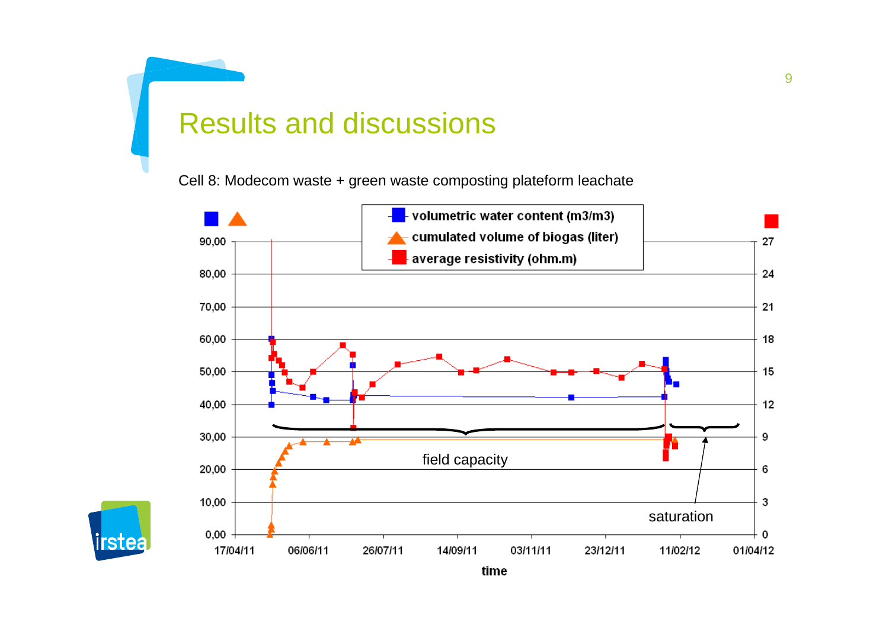# Results and discussions

Cell 8: Modecom waste + green waste composting plateform leachate

volumetric water content (m3/m3)

cumulated volume of biogas (liter)

average resistivity (ohm.m)

field capacity

saturation

time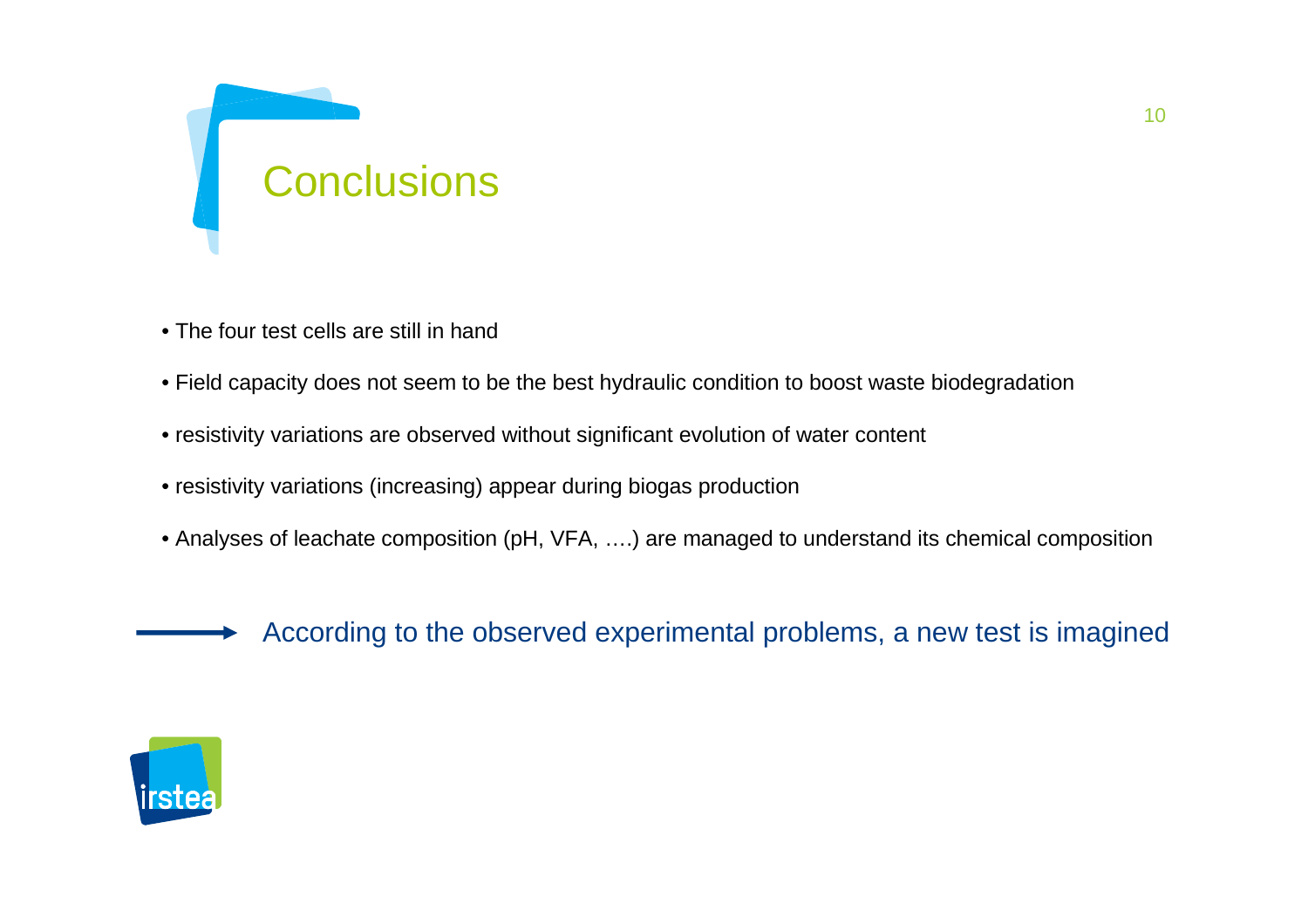# Conclusions

- The four test cells are still in hand
- Field capacity does not seem to be the best hydraulic condition to boost waste biodegradation
- resistivity variations are observed without significant evolution of water content
- resistivity variations (increasing) appear during biogas production
- Analyses of leachate composition (pH, VFA, ….) are managed to understand its chemical composition

→ According to the observed experimental problems, a new test is imagined

irstea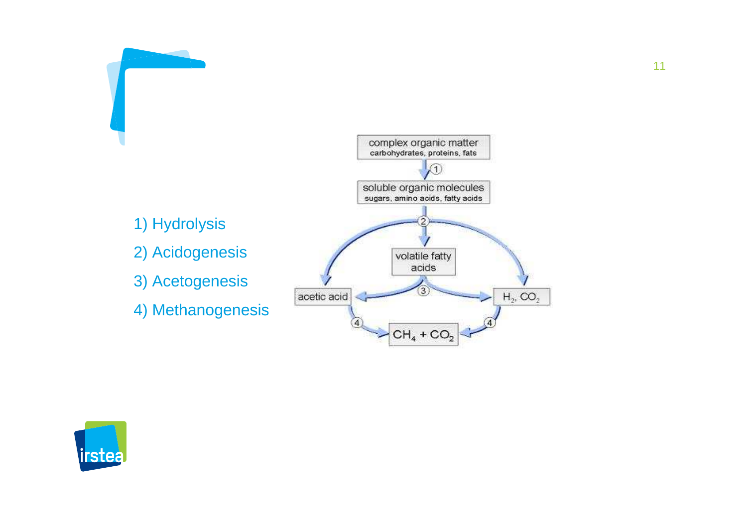1) Hydrolysis

2) Acidogenesis

3) Acetogenesis

4) Methanogenesis

complex organic matter
carbohydrates, proteins, fats

1

soluble organic molecules
sugars, amino acids, fatty acids

2

volatile fatty acids

3

acetic acid

$H_2$, $CO_2$

4

4

$CH_4 + CO_2$